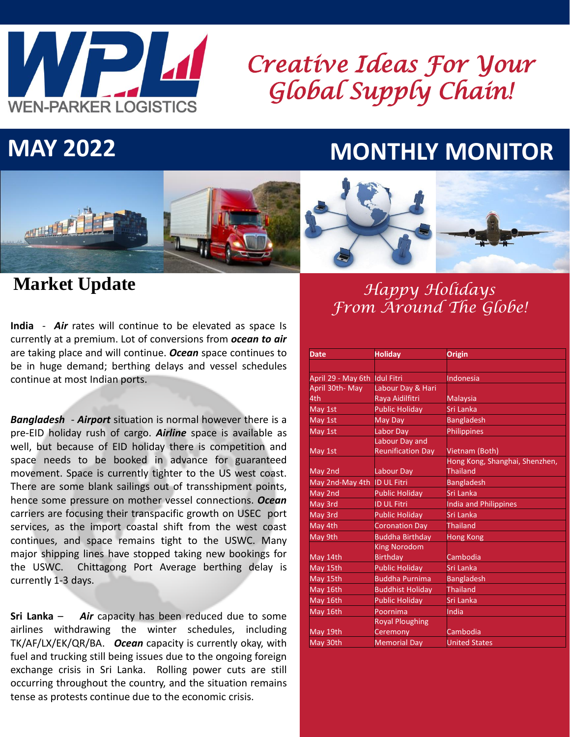WEN-PARKER LOGISTICS

*Creative Ideas For Your Global Supply Chain!*

# MAY 2022 MONTHLY MONITOR

## Market Update

**India** - ***Air*** rates will continue to be elevated as space Is currently at a premium. Lot of conversions from ***ocean to air*** are taking place and will continue. ***Ocean*** space continues to be in huge demand; berthing delays and vessel schedules continue at most Indian ports.

***Bangladesh*** - ***Airport*** situation is normal however there is a pre-EID holiday rush of cargo. ***Airline*** space is available as well, but because of EID holiday there is competition and space needs to be booked in advance for guaranteed movement. Space is currently tighter to the US west coast. There are some blank sailings out of transshipment points, hence some pressure on mother vessel connections. ***Ocean*** carriers are focusing their transpacific growth on USEC port services, as the import coastal shift from the west coast continues, and space remains tight to the USWC. Many major shipping lines have stopped taking new bookings for the USWC. Chittagong Port Average berthing delay is currently 1-3 days.

**Sri Lanka** – ***Air*** capacity has been reduced due to some airlines withdrawing the winter schedules, including TK/AF/LX/EK/QR/BA. ***Ocean*** capacity is currently okay, with fuel and trucking still being issues due to the ongoing foreign exchange crisis in Sri Lanka. Rolling power cuts are still occurring throughout the country, and the situation remains tense as protests continue due to the economic crisis.

## *Happy Holidays From Around The Globe!*

| Date | Holiday | Origin |
|---|---|---|
| | | |
| April 29 - May 6th | Idul Fitri | Indonesia |
| April 30th- May 4th | Labour Day & Hari Raya Aidilfitri | Malaysia |
| May 1st | Public Holiday | Sri Lanka |
| May 1st | May Day | Bangladesh |
| May 1st | Labor Day | Philippines |
| May 1st | Labour Day and Reunification Day | Vietnam (Both) |
| May 2nd | Labour Day | Hong Kong, Shanghai, Shenzhen, Thailand |
| May 2nd-May 4th | ID UL Fitri | Bangladesh |
| May 2nd | Public Holiday | Sri Lanka |
| May 3rd | ID UL Fitri | India and Philippines |
| May 3rd | Public Holiday | Sri Lanka |
| May 4th | Coronation Day | Thailand |
| May 9th | Buddha Birthday | Hong Kong |
| May 14th | King Norodom Birthday | Cambodia |
| May 15th | Public Holiday | Sri Lanka |
| May 15th | Buddha Purnima | Bangladesh |
| May 16th | Buddhist Holiday | Thailand |
| May 16th | Public Holiday | Sri Lanka |
| May 16th | Poornima | India |
| May 19th | Royal Ploughing Ceremony | Cambodia |
| May 30th | Memorial Day | United States |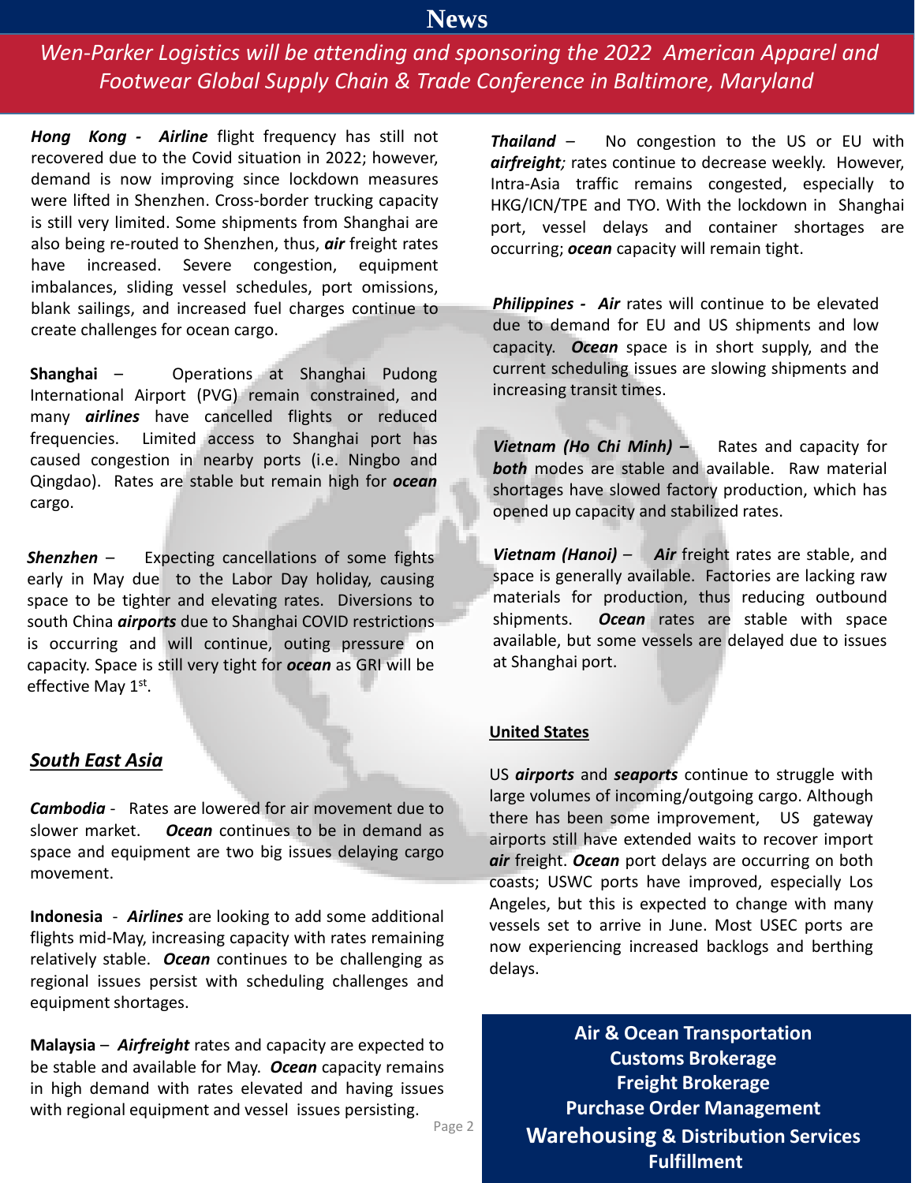# News

*Wen-Parker Logistics will be attending and sponsoring the 2022 American Apparel and Footwear Global Supply Chain & Trade Conference in Baltimore, Maryland*

***Hong Kong - Airline*** flight frequency has still not recovered due to the Covid situation in 2022; however, demand is now improving since lockdown measures were lifted in Shenzhen. Cross-border trucking capacity is still very limited. Some shipments from Shanghai are also being re-routed to Shenzhen, thus, ***air*** freight rates have increased. Severe congestion, equipment imbalances, sliding vessel schedules, port omissions, blank sailings, and increased fuel charges continue to create challenges for ocean cargo.

**Shanghai** – Operations at Shanghai Pudong International Airport (PVG) remain constrained, and many ***airlines*** have cancelled flights or reduced frequencies. Limited access to Shanghai port has caused congestion in nearby ports (i.e. Ningbo and Qingdao). Rates are stable but remain high for ***ocean*** cargo.

***Shenzhen*** – Expecting cancellations of some fights early in May due to the Labor Day holiday, causing space to be tighter and elevating rates. Diversions to south China ***airports*** due to Shanghai COVID restrictions is occurring and will continue, outing pressure on capacity. Space is still very tight for ***ocean*** as GRI will be effective May 1st.

## *South East Asia*

***Cambodia*** - Rates are lowered for air movement due to slower market. ***Ocean*** continues to be in demand as space and equipment are two big issues delaying cargo movement.

**Indonesia** - ***Airlines*** are looking to add some additional flights mid-May, increasing capacity with rates remaining relatively stable. ***Ocean*** continues to be challenging as regional issues persist with scheduling challenges and equipment shortages.

**Malaysia** – ***Airfreight*** rates and capacity are expected to be stable and available for May. ***Ocean*** capacity remains in high demand with rates elevated and having issues with regional equipment and vessel issues persisting.

***Thailand*** – No congestion to the US or EU with ***airfreight****;* rates continue to decrease weekly. However, Intra-Asia traffic remains congested, especially to HKG/ICN/TPE and TYO. With the lockdown in Shanghai port, vessel delays and container shortages are occurring; ***ocean*** capacity will remain tight.

***Philippines - Air*** rates will continue to be elevated due to demand for EU and US shipments and low capacity. ***Ocean*** space is in short supply, and the current scheduling issues are slowing shipments and increasing transit times.

***Vietnam (Ho Chi Minh) –*** Rates and capacity for ***both*** modes are stable and available. Raw material shortages have slowed factory production, which has opened up capacity and stabilized rates.

***Vietnam (Hanoi)*** – ***Air*** freight rates are stable, and space is generally available. Factories are lacking raw materials for production, thus reducing outbound shipments. ***Ocean*** rates are stable with space available, but some vessels are delayed due to issues at Shanghai port.

**United States**

US ***airports*** and ***seaports*** continue to struggle with large volumes of incoming/outgoing cargo. Although there has been some improvement, US gateway airports still have extended waits to recover import ***air*** freight. ***Ocean*** port delays are occurring on both coasts; USWC ports have improved, especially Los Angeles, but this is expected to change with many vessels set to arrive in June. Most USEC ports are now experiencing increased backlogs and berthing delays.

**Air & Ocean Transportation**
**Customs Brokerage**
**Freight Brokerage**
**Purchase Order Management**
**Warehousing & Distribution Services**
**Fulfillment**